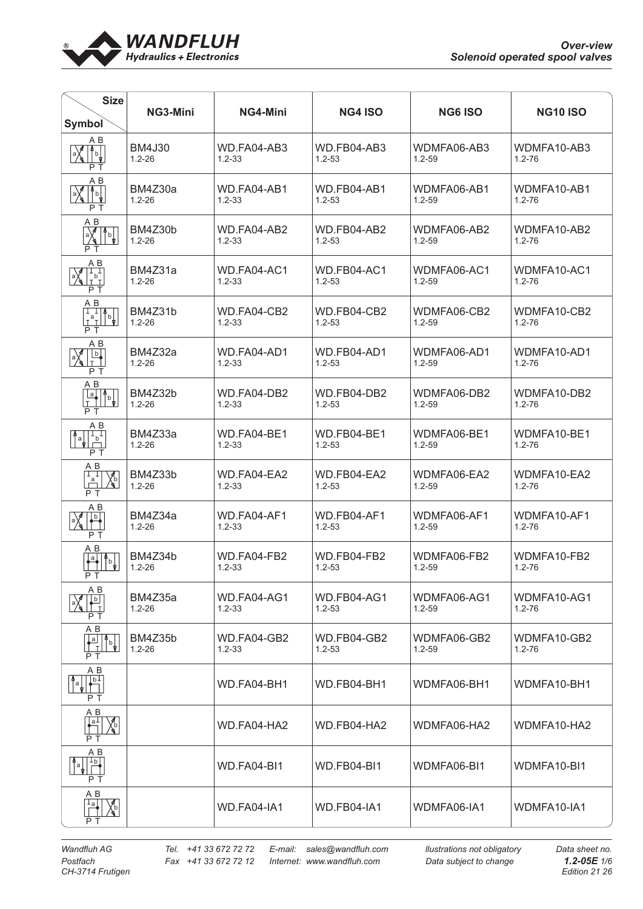# Over-view
## Solenoid operated spool valves

| Size / Symbol | NG3-Mini | NG4-Mini | NG4 ISO | NG6 ISO | NG10 ISO |
|---|---|---|---|---|---|
| | BM4J30<br>1.2-26 | WD.FA04-AB3<br>1.2-33 | WD.FB04-AB3<br>1.2-53 | WDMFA06-AB3<br>1.2-59 | WDMFA10-AB3<br>1.2-76 |
| | BM4Z30a<br>1.2-26 | WD.FA04-AB1<br>1.2-33 | WD.FB04-AB1<br>1.2-53 | WDMFA06-AB1<br>1.2-59 | WDMFA10-AB1<br>1.2-76 |
| | BM4Z30b<br>1.2-26 | WD.FA04-AB2<br>1.2-33 | WD.FB04-AB2<br>1.2-53 | WDMFA06-AB2<br>1.2-59 | WDMFA10-AB2<br>1.2-76 |
| | BM4Z31a<br>1.2-26 | WD.FA04-AC1<br>1.2-33 | WD.FB04-AC1<br>1.2-53 | WDMFA06-AC1<br>1.2-59 | WDMFA10-AC1<br>1.2-76 |
| | BM4Z31b<br>1.2-26 | WD.FA04-CB2<br>1.2-33 | WD.FB04-CB2<br>1.2-53 | WDMFA06-CB2<br>1.2-59 | WDMFA10-CB2<br>1.2-76 |
| | BM4Z32a<br>1.2-26 | WD.FA04-AD1<br>1.2-33 | WD.FB04-AD1<br>1.2-53 | WDMFA06-AD1<br>1.2-59 | WDMFA10-AD1<br>1.2-76 |
| | BM4Z32b<br>1.2-26 | WD.FA04-DB2<br>1.2-33 | WD.FB04-DB2<br>1.2-53 | WDMFA06-DB2<br>1.2-59 | WDMFA10-DB2<br>1.2-76 |
| | BM4Z33a<br>1.2-26 | WD.FA04-BE1<br>1.2-33 | WD.FB04-BE1<br>1.2-53 | WDMFA06-BE1<br>1.2-59 | WDMFA10-BE1<br>1.2-76 |
| | BM4Z33b<br>1.2-26 | WD.FA04-EA2<br>1.2-33 | WD.FB04-EA2<br>1.2-53 | WDMFA06-EA2<br>1.2-59 | WDMFA10-EA2<br>1.2-76 |
| | BM4Z34a<br>1.2-26 | WD.FA04-AF1<br>1.2-33 | WD.FB04-AF1<br>1.2-53 | WDMFA06-AF1<br>1.2-59 | WDMFA10-AF1<br>1.2-76 |
| | BM4Z34b<br>1.2-26 | WD.FA04-FB2<br>1.2-33 | WD.FB04-FB2<br>1.2-53 | WDMFA06-FB2<br>1.2-59 | WDMFA10-FB2<br>1.2-76 |
| | BM4Z35a<br>1.2-26 | WD.FA04-AG1<br>1.2-33 | WD.FB04-AG1<br>1.2-53 | WDMFA06-AG1<br>1.2-59 | WDMFA10-AG1<br>1.2-76 |
| | BM4Z35b<br>1.2-26 | WD.FA04-GB2<br>1.2-33 | WD.FB04-GB2<br>1.2-53 | WDMFA06-GB2<br>1.2-59 | WDMFA10-GB2<br>1.2-76 |
| | | WD.FA04-BH1 | WD.FB04-BH1 | WDMFA06-BH1 | WDMFA10-BH1 |
| | | WD.FA04-HA2 | WD.FB04-HA2 | WDMFA06-HA2 | WDMFA10-HA2 |
| | | WD.FA04-BI1 | WD.FB04-BI1 | WDMFA06-BI1 | WDMFA10-BI1 |
| | | WD.FA04-IA1 | WD.FB04-IA1 | WDMFA06-IA1 | WDMFA10-IA1 |

Wandfluh AG
Postfach
CH-3714 Frutigen

Tel. +41 33 672 72 72
Fax +41 33 672 72 12

E-mail: sales@wandfluh.com
Internet: www.wandfluh.com

Illustrations not obligatory
Data subject to change

Data sheet no. **1.2-05E**
Edition 21 26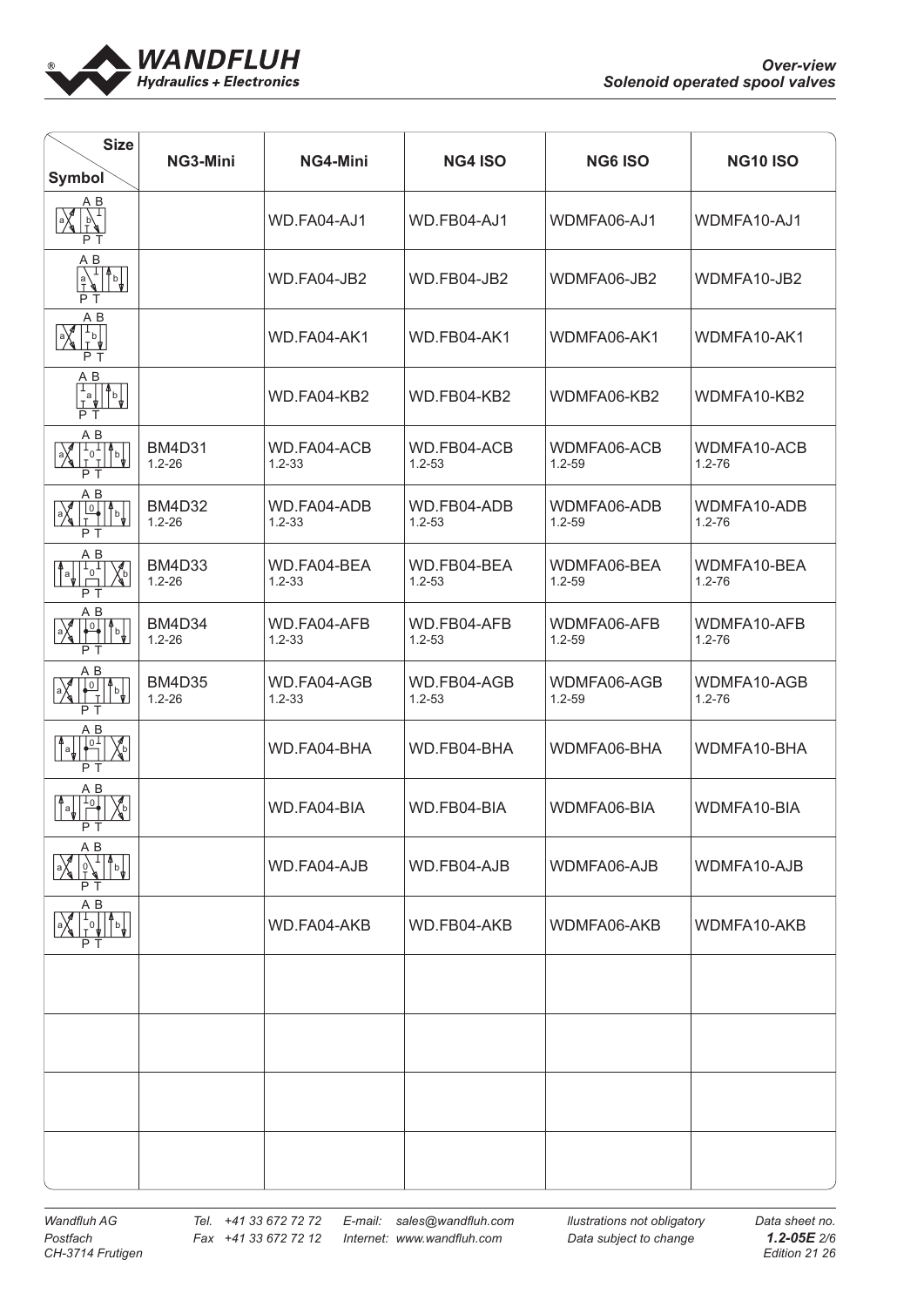| Size / Symbol | NG3-Mini | NG4-Mini | NG4 ISO | NG6 ISO | NG10 ISO |
|---|---|---|---|---|---|
| | | WD.FA04-AJ1 | WD.FB04-AJ1 | WDMFA06-AJ1 | WDMFA10-AJ1 |
| | | WD.FA04-JB2 | WD.FB04-JB2 | WDMFA06-JB2 | WDMFA10-JB2 |
| | | WD.FA04-AK1 | WD.FB04-AK1 | WDMFA06-AK1 | WDMFA10-AK1 |
| | | WD.FA04-KB2 | WD.FB04-KB2 | WDMFA06-KB2 | WDMFA10-KB2 |
| | BM4D31 1.2-26 | WD.FA04-ACB 1.2-33 | WD.FB04-ACB 1.2-53 | WDMFA06-ACB 1.2-59 | WDMFA10-ACB 1.2-76 |
| | BM4D32 1.2-26 | WD.FA04-ADB 1.2-33 | WD.FB04-ADB 1.2-53 | WDMFA06-ADB 1.2-59 | WDMFA10-ADB 1.2-76 |
| | BM4D33 1.2-26 | WD.FA04-BEA 1.2-33 | WD.FB04-BEA 1.2-53 | WDMFA06-BEA 1.2-59 | WDMFA10-BEA 1.2-76 |
| | BM4D34 1.2-26 | WD.FA04-AFB 1.2-33 | WD.FB04-AFB 1.2-53 | WDMFA06-AFB 1.2-59 | WDMFA10-AFB 1.2-76 |
| | BM4D35 1.2-26 | WD.FA04-AGB 1.2-33 | WD.FB04-AGB 1.2-53 | WDMFA06-AGB 1.2-59 | WDMFA10-AGB 1.2-76 |
| | | WD.FA04-BHA | WD.FB04-BHA | WDMFA06-BHA | WDMFA10-BHA |
| | | WD.FA04-BIA | WD.FB04-BIA | WDMFA06-BIA | WDMFA10-BIA |
| | | WD.FA04-AJB | WD.FB04-AJB | WDMFA06-AJB | WDMFA10-AJB |
| | | WD.FA04-AKB | WD.FB04-AKB | WDMFA06-AKB | WDMFA10-AKB |
| | | | | | |
| | | | | | |
| | | | | | |
| | | | | | |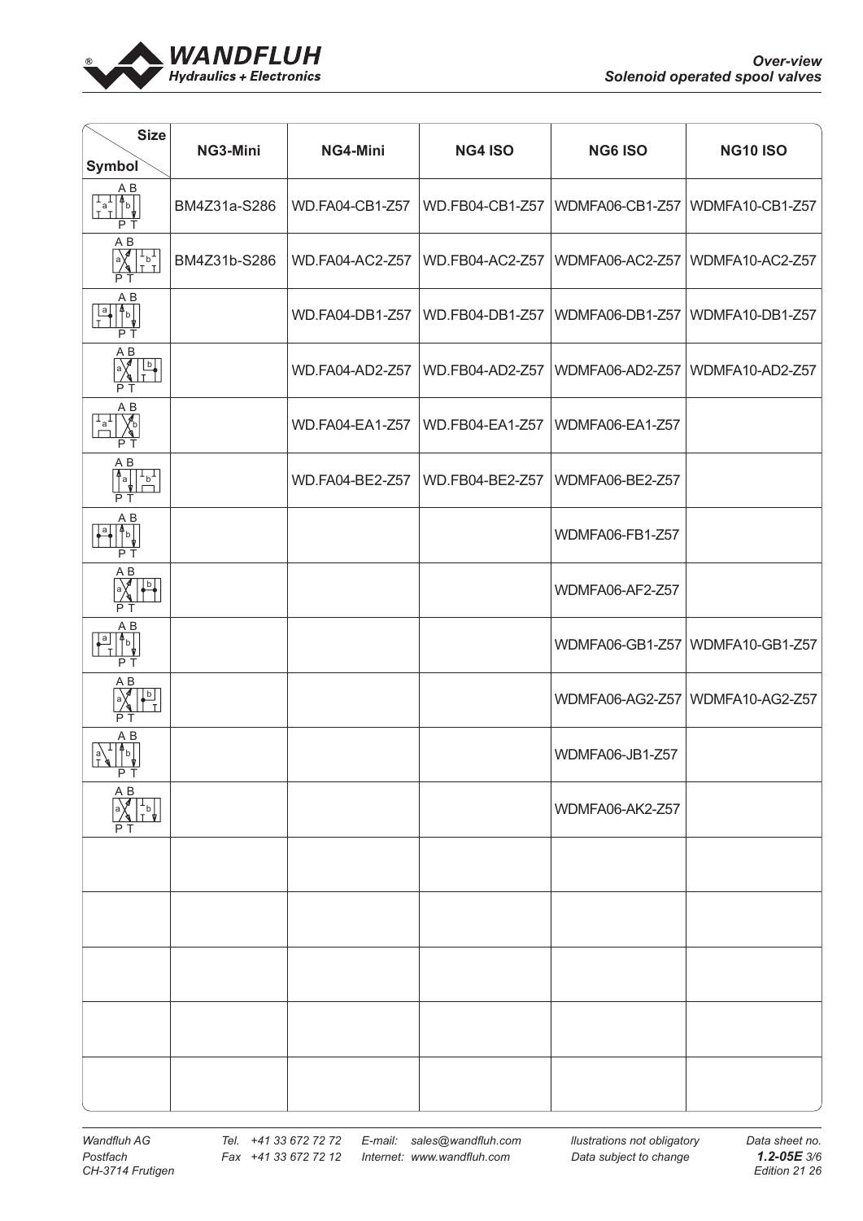# Over-view
## Solenoid operated spool valves

| Size / Symbol | NG3-Mini | NG4-Mini | NG4 ISO | NG6 ISO | NG10 ISO |
|---|---|---|---|---|---|
| | BM4Z31a-S286 | WD.FA04-CB1-Z57 | WD.FB04-CB1-Z57 | WDMFA06-CB1-Z57 | WDMFA10-CB1-Z57 |
| | BM4Z31b-S286 | WD.FA04-AC2-Z57 | WD.FB04-AC2-Z57 | WDMFA06-AC2-Z57 | WDMFA10-AC2-Z57 |
| | | WD.FA04-DB1-Z57 | WD.FB04-DB1-Z57 | WDMFA06-DB1-Z57 | WDMFA10-DB1-Z57 |
| | | WD.FA04-AD2-Z57 | WD.FB04-AD2-Z57 | WDMFA06-AD2-Z57 | WDMFA10-AD2-Z57 |
| | | WD.FA04-EA1-Z57 | WD.FB04-EA1-Z57 | WDMFA06-EA1-Z57 | |
| | | WD.FA04-BE2-Z57 | WD.FB04-BE2-Z57 | WDMFA06-BE2-Z57 | |
| | | | | WDMFA06-FB1-Z57 | |
| | | | | WDMFA06-AF2-Z57 | |
| | | | | WDMFA06-GB1-Z57 | WDMFA10-GB1-Z57 |
| | | | | WDMFA06-AG2-Z57 | WDMFA10-AG2-Z57 |
| | | | | WDMFA06-JB1-Z57 | |
| | | | | WDMFA06-AK2-Z57 | |
| | | | | | |
| | | | | | |
| | | | | | |
| | | | | | |
| | | | | | |

Wandfluh AG
Postfach
CH-3714 Frutigen

Tel. +41 33 672 72 72
Fax +41 33 672 72 12

E-mail: sales@wandfluh.com
Internet: www.wandfluh.com

Ilustrations not obligatory
Data subject to change

Data sheet no. **1.2-05E**
Edition 21 26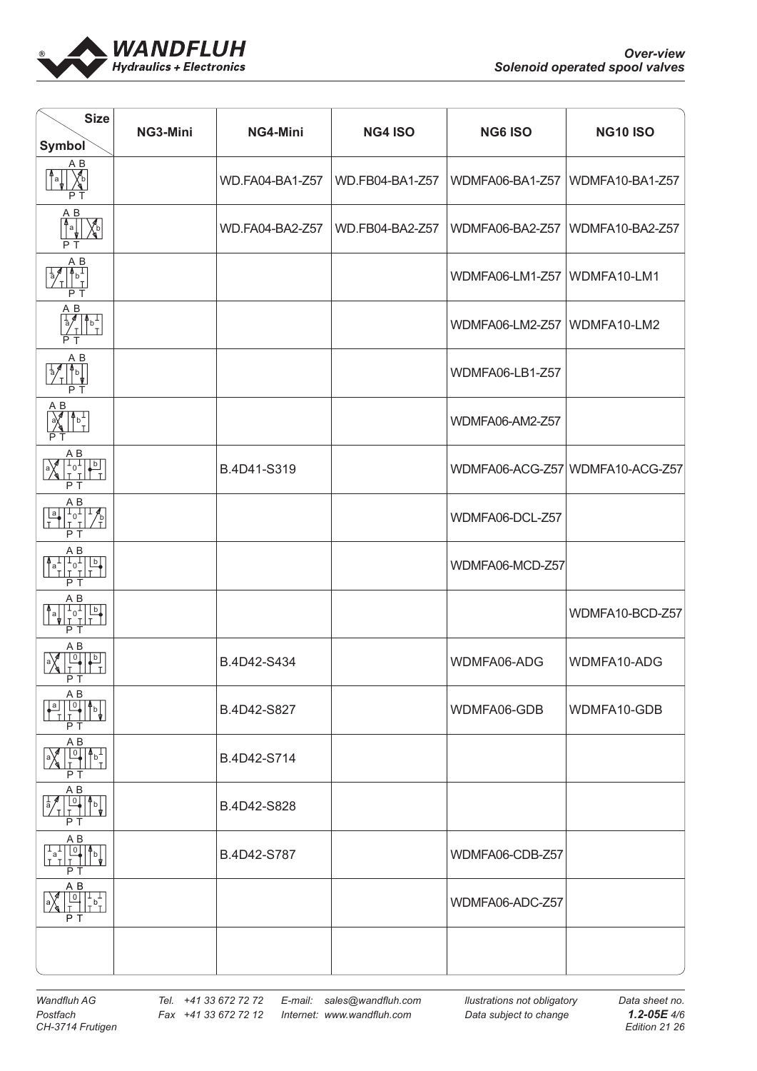| Size / Symbol | NG3-Mini | NG4-Mini | NG4 ISO | NG6 ISO | NG10 ISO |
|---|---|---|---|---|---|
| | | WD.FA04-BA1-Z57 | WD.FB04-BA1-Z57 | WDMFA06-BA1-Z57 | WDMFA10-BA1-Z57 |
| | | WD.FA04-BA2-Z57 | WD.FB04-BA2-Z57 | WDMFA06-BA2-Z57 | WDMFA10-BA2-Z57 |
| | | | | WDMFA06-LM1-Z57 | WDMFA10-LM1 |
| | | | | WDMFA06-LM2-Z57 | WDMFA10-LM2 |
| | | | | WDMFA06-LB1-Z57 | |
| | | | | WDMFA06-AM2-Z57 | |
| | | B.4D41-S319 | | WDMFA06-ACG-Z57 | WDMFA10-ACG-Z57 |
| | | | | WDMFA06-DCL-Z57 | |
| | | | | WDMFA06-MCD-Z57 | |
| | | | | | WDMFA10-BCD-Z57 |
| | | B.4D42-S434 | | WDMFA06-ADG | WDMFA10-ADG |
| | | B.4D42-S827 | | WDMFA06-GDB | WDMFA10-GDB |
| | | B.4D42-S714 | | | |
| | | B.4D42-S828 | | | |
| | | B.4D42-S787 | | WDMFA06-CDB-Z57 | |
| | | | | WDMFA06-ADC-Z57 | |
| | | | | | |

*Wandfluh AG*
*Postfach*
*CH-3714 Frutigen*

*Tel. +41 33 672 72 72*
*Fax +41 33 672 72 12*

*E-mail: sales@wandfluh.com*
*Internet: www.wandfluh.com*

*Ilustrations not obligatory*
*Data subject to change*

*Data sheet no.*
***1.2-05E***
*Edition 21 26*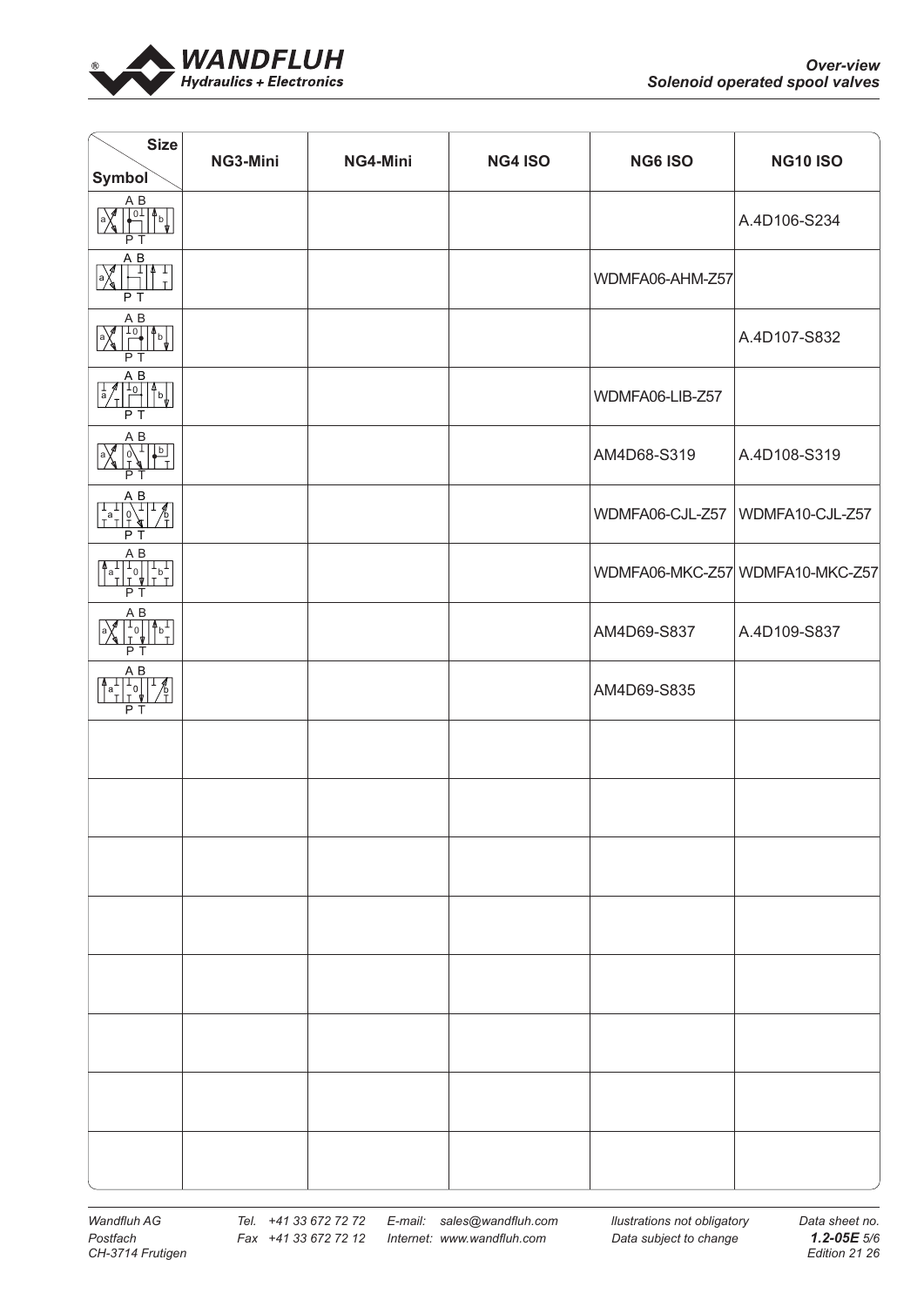| Size / Symbol | NG3-Mini | NG4-Mini | NG4 ISO | NG6 ISO | NG10 ISO |
|---|---|---|---|---|---|
| | | | | | A.4D106-S234 |
| | | | | WDMFA06-AHM-Z57 | |
| | | | | | A.4D107-S832 |
| | | | | WDMFA06-LIB-Z57 | |
| | | | | AM4D68-S319 | A.4D108-S319 |
| | | | | WDMFA06-CJL-Z57 | WDMFA10-CJL-Z57 |
| | | | | WDMFA06-MKC-Z57 | WDMFA10-MKC-Z57 |
| | | | | AM4D69-S837 | A.4D109-S837 |
| | | | | AM4D69-S835 | |
| | | | | | |
| | | | | | |
| | | | | | |
| | | | | | |
| | | | | | |
| | | | | | |
| | | | | | |
| | | | | | |

*Wandfluh AG*
*Postfach*
*CH-3714 Frutigen*

*Tel. +41 33 672 72 72*
*Fax +41 33 672 72 12*

*E-mail: sales@wandfluh.com*
*Internet: www.wandfluh.com*

*llustrations not obligatory*
*Data subject to change*

*Data sheet no.*
***1.2-05E***
*Edition 21 26*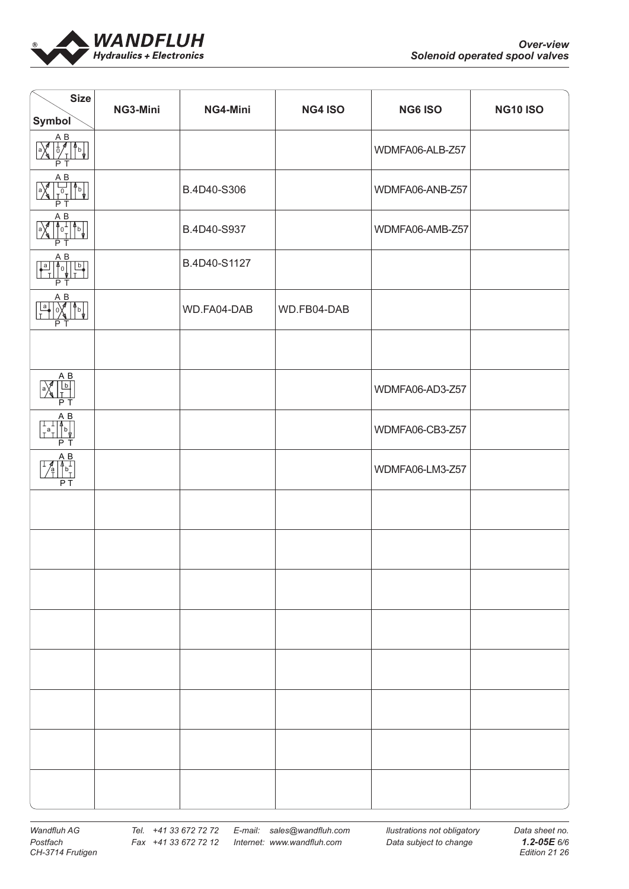| Size / Symbol | NG3-Mini | NG4-Mini | NG4 ISO | NG6 ISO | NG10 ISO |
|---|---|---|---|---|---|
| | | | | WDMFA06-ALB-Z57 | |
| | | B.4D40-S306 | | WDMFA06-ANB-Z57 | |
| | | B.4D40-S937 | | WDMFA06-AMB-Z57 | |
| | | B.4D40-S1127 | | | |
| | | WD.FA04-DAB | WD.FB04-DAB | | |
| | | | | | |
| | | | | WDMFA06-AD3-Z57 | |
| | | | | WDMFA06-CB3-Z57 | |
| | | | | WDMFA06-LM3-Z57 | |
| | | | | | |
| | | | | | |
| | | | | | |
| | | | | | |
| | | | | | |
| | | | | | |
| | | | | | |
| | | | | | |

*Wandfluh AG*
*Postfach*
*CH-3714 Frutigen*

*Tel. +41 33 672 72 72*
*Fax +41 33 672 72 12*

*E-mail: sales@wandfluh.com*
*Internet: www.wandfluh.com*

*Illustrations not obligatory*
*Data subject to change*

*Data sheet no.*
***1.2-05E***
*Edition 21 26*